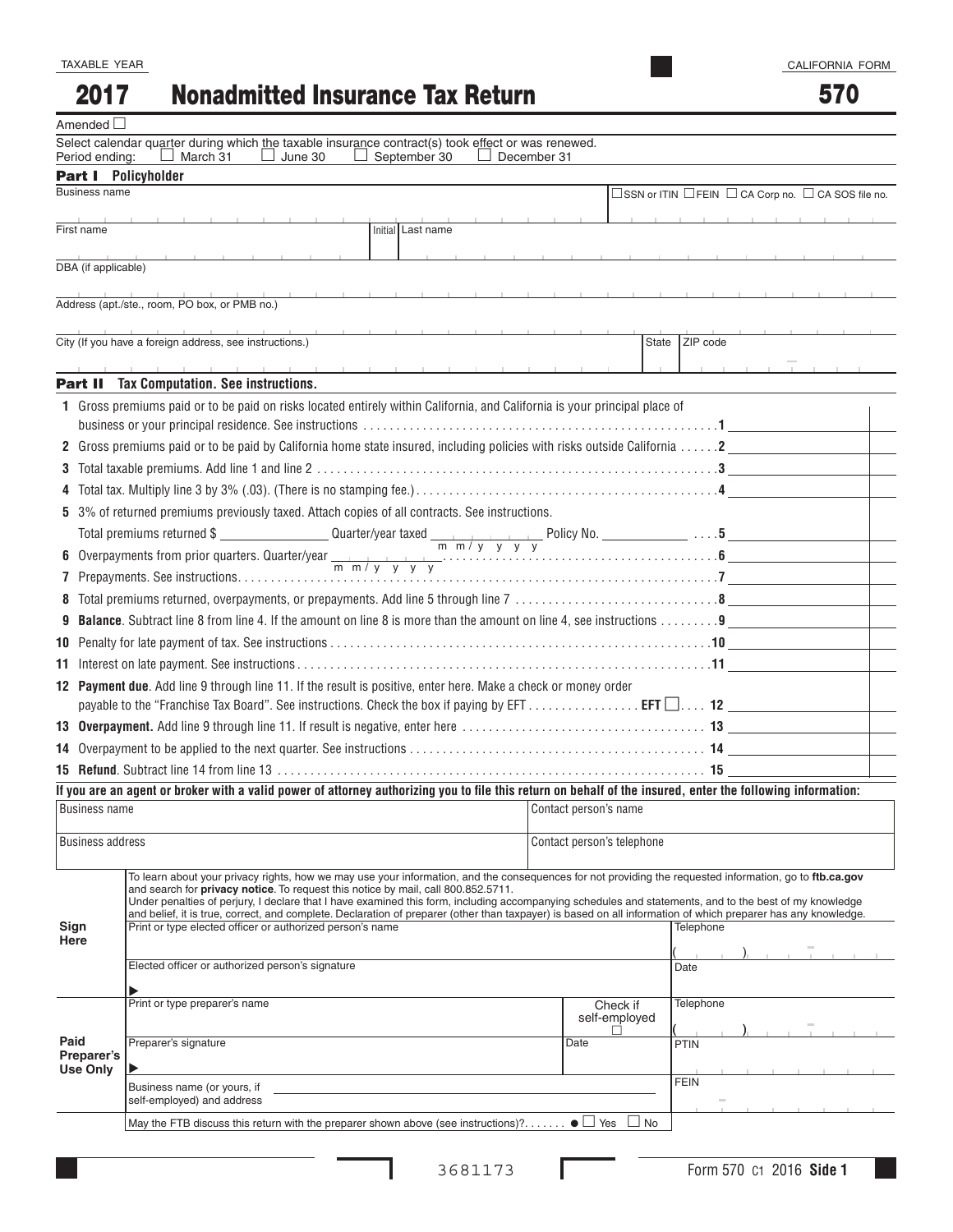TAXABLE YEAR

# 2017 Nonadmitted Insurance Tax Return

CALIFORNIA FORM **570**

Amended ☐

Select calendar quarter during which the taxable insurance contract(s) took effect or was renewed.

Period ending: ☐ March 31 ☐ June 30 ☐ September 30 ☐ December 31

## Part I Policyholder

Business name ☐ SSN or ITIN ☐ FEIN ☐ CA Corp no. ☐ CA SOS file no.

First name | Initial | Last name

DBA (if applicable)

Address (apt./ste., room, PO box, or PMB no.)

City (If you have a foreign address, see instructions.) | State | ZIP code

## Part II Tax Computation. See instructions.

| | | |
|---|---|---|
| 1 | Gross premiums paid or to be paid on risks located entirely within California, and California is your principal place of business or your principal residence. See instructions | 1 |
| 2 | Gross premiums paid or to be paid by California home state insured, including policies with risks outside California | 2 |
| 3 | Total taxable premiums. Add line 1 and line 2 | 3 |
| 4 | Total tax. Multiply line 3 by 3% (.03). (There is no stamping fee.) | 4 |
| 5 | 3% of returned premiums previously taxed. Attach copies of all contracts. See instructions. Total premiums returned $ ______ Quarter/year taxed ______ (m m / y y y y) Policy No. ______ | 5 |
| 6 | Overpayments from prior quarters. Quarter/year ______ (m m / y y y y) | 6 |
| 7 | Prepayments. See instructions | 7 |
| 8 | Total premiums returned, overpayments, or prepayments. Add line 5 through line 7 | 8 |
| 9 | **Balance**. Subtract line 8 from line 4. If the amount on line 8 is more than the amount on line 4, see instructions | 9 |
| 10 | Penalty for late payment of tax. See instructions | 10 |
| 11 | Interest on late payment. See instructions | 11 |
| 12 | **Payment due**. Add line 9 through line 11. If the result is positive, enter here. Make a check or money order payable to the "Franchise Tax Board". See instructions. Check the box if paying by EFT. **EFT** ☐ | 12 |
| 13 | **Overpayment.** Add line 9 through line 11. If result is negative, enter here | 13 |
| 14 | Overpayment to be applied to the next quarter. See instructions | 14 |
| 15 | **Refund**. Subtract line 14 from line 13 | 15 |

**If you are an agent or broker with a valid power of attorney authorizing you to file this return on behalf of the insured, enter the following information:**

| | |
|---|---|
| Business name | Contact person's name |
| Business address | Contact person's telephone |

**Sign Here**

To learn about your privacy rights, how we may use your information, and the consequences for not providing the requested information, go to **ftb.ca.gov** and search for **privacy notice**. To request this notice by mail, call 800.852.5711.

Under penalties of perjury, I declare that I have examined this form, including accompanying schedules and statements, and to the best of my knowledge and belief, it is true, correct, and complete. Declaration of preparer (other than taxpayer) is based on all information of which preparer has any knowledge.

| | |
|---|---|
| Print or type elected officer or authorized person's name | Telephone ( ) |
| Elected officer or authorized person's signature ▶ | Date |

**Paid Preparer's Use Only**

| | | |
|---|---|---|
| Print or type preparer's name | Check if self-employed ☐ | Telephone ( ) |
| Preparer's signature ▶ | Date | PTIN |
| Business name (or yours, if self-employed) and address | | FEIN |

May the FTB discuss this return with the preparer shown above (see instructions)? ● ☐ Yes ☐ No

3681173

Form 570 C1 2016 **Side 1**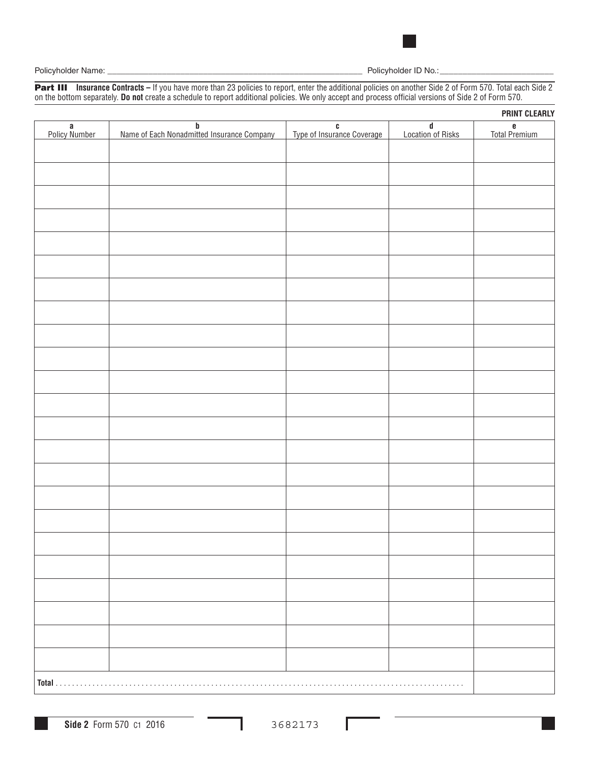Policyholder Name: ___________________________________________ Policyholder ID No.: ____________________

**Part III** **Insurance Contracts –** If you have more than 23 policies to report, enter the additional policies on another Side 2 of Form 570. Total each Side 2 on the bottom separately. **Do not** create a schedule to report additional policies. We only accept and process official versions of Side 2 of Form 570.

**PRINT CLEARLY**

| a<br>Policy Number | b<br>Name of Each Nonadmitted Insurance Company | c<br>Type of Insurance Coverage | d<br>Location of Risks | e<br>Total Premium |
|---|---|---|---|---|
| | | | | |
| | | | | |
| | | | | |
| | | | | |
| | | | | |
| | | | | |
| | | | | |
| | | | | |
| | | | | |
| | | | | |
| | | | | |
| | | | | |
| | | | | |
| | | | | |
| | | | | |
| | | | | |
| | | | | |
| | | | | |
| | | | | |
| | | | | |
| | | | | |
| | | | | |
| | | | | |
| **Total** . . . . . . . . . . . . . . . . . . . . . . . . . . . . . . . . . . . . . . . . . . . . . . . . . . . . . . | | | | |

**Side 2** Form 570 C1 2016 3682173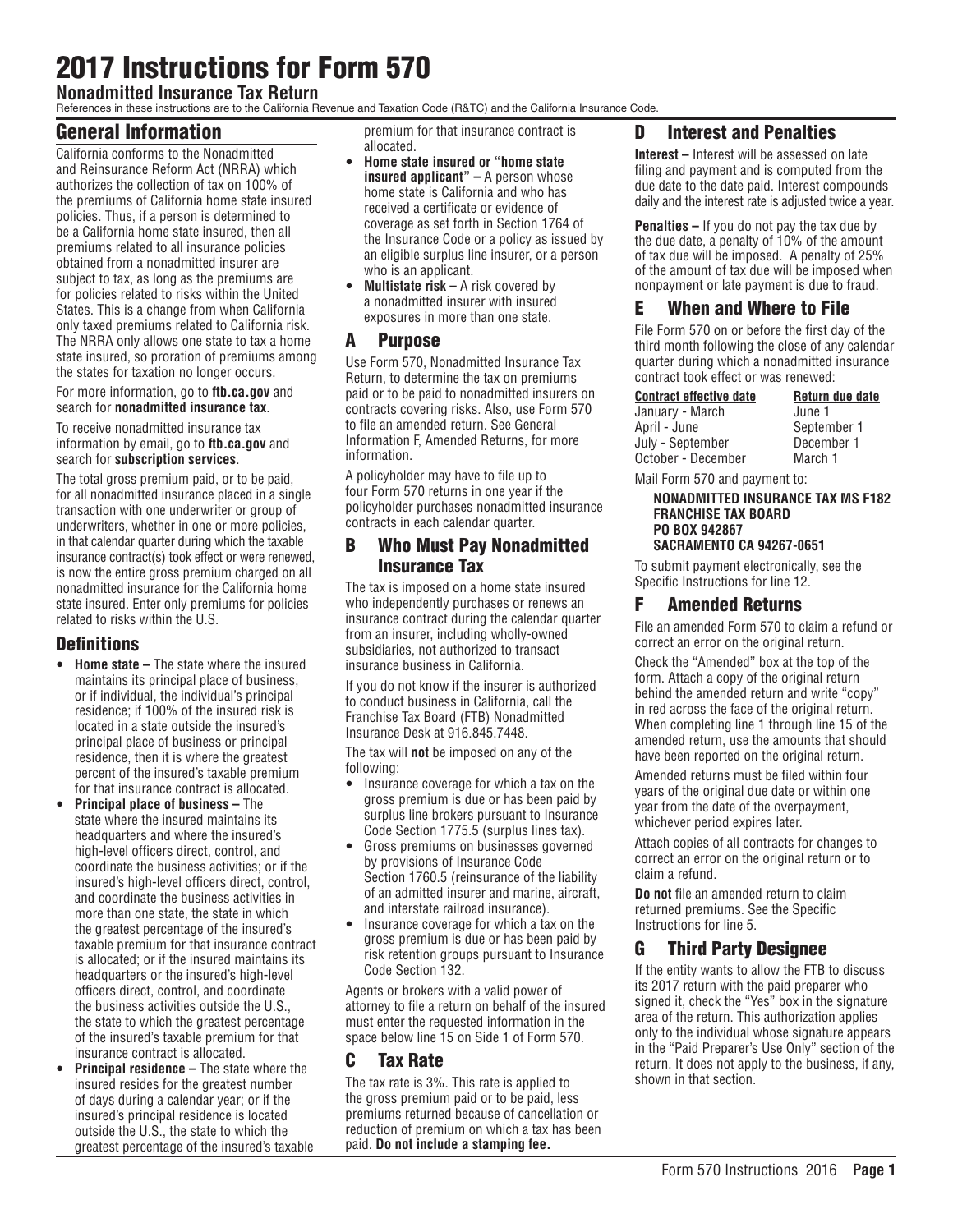# 2017 Instructions for Form 570

## Nonadmitted Insurance Tax Return

References in these instructions are to the California Revenue and Taxation Code (R&TC) and the California Insurance Code.

## General Information

California conforms to the Nonadmitted and Reinsurance Reform Act (NRRA) which authorizes the collection of tax on 100% of the premiums of California home state insured policies. Thus, if a person is determined to be a California home state insured, then all premiums related to all insurance policies obtained from a nonadmitted insurer are subject to tax, as long as the premiums are for policies related to risks within the United States. This is a change from when California only taxed premiums related to California risk. The NRRA only allows one state to tax a home state insured, so proration of premiums among the states for taxation no longer occurs.

For more information, go to **ftb.ca.gov** and search for **nonadmitted insurance tax**.

To receive nonadmitted insurance tax information by email, go to **ftb.ca.gov** and search for **subscription services**.

The total gross premium paid, or to be paid, for all nonadmitted insurance placed in a single transaction with one underwriter or group of underwriters, whether in one or more policies, in that calendar quarter during which the taxable insurance contract(s) took effect or were renewed, is now the entire gross premium charged on all nonadmitted insurance for the California home state insured. Enter only premiums for policies related to risks within the U.S.

## Definitions

- **Home state –** The state where the insured maintains its principal place of business, or if individual, the individual's principal residence; if 100% of the insured risk is located in a state outside the insured's principal place of business or principal residence, then it is where the greatest percent of the insured's taxable premium for that insurance contract is allocated.
- **Principal place of business –** The state where the insured maintains its headquarters and where the insured's high-level officers direct, control, and coordinate the business activities; or if the insured's high-level officers direct, control, and coordinate the business activities in more than one state, the state in which the greatest percentage of the insured's taxable premium for that insurance contract is allocated; or if the insured maintains its headquarters or the insured's high-level officers direct, control, and coordinate the business activities outside the U.S., the state to which the greatest percentage of the insured's taxable premium for that insurance contract is allocated.
- **Principal residence –** The state where the insured resides for the greatest number of days during a calendar year; or if the insured's principal residence is located outside the U.S., the state to which the greatest percentage of the insured's taxable premium for that insurance contract is allocated.
- **Home state insured or "home state insured applicant" –** A person whose home state is California and who has received a certificate or evidence of coverage as set forth in Section 1764 of the Insurance Code or a policy as issued by an eligible surplus line insurer, or a person who is an applicant.
- **Multistate risk –** A risk covered by a nonadmitted insurer with insured exposures in more than one state.

## A Purpose

Use Form 570, Nonadmitted Insurance Tax Return, to determine the tax on premiums paid or to be paid to nonadmitted insurers on contracts covering risks. Also, use Form 570 to file an amended return. See General Information F, Amended Returns, for more information.

A policyholder may have to file up to four Form 570 returns in one year if the policyholder purchases nonadmitted insurance contracts in each calendar quarter.

## B Who Must Pay Nonadmitted Insurance Tax

The tax is imposed on a home state insured who independently purchases or renews an insurance contract during the calendar quarter from an insurer, including wholly-owned subsidiaries, not authorized to transact insurance business in California.

If you do not know if the insurer is authorized to conduct business in California, call the Franchise Tax Board (FTB) Nonadmitted Insurance Desk at 916.845.7448.

The tax will **not** be imposed on any of the following:

- Insurance coverage for which a tax on the gross premium is due or has been paid by surplus line brokers pursuant to Insurance Code Section 1775.5 (surplus lines tax).
- Gross premiums on businesses governed by provisions of Insurance Code Section 1760.5 (reinsurance of the liability of an admitted insurer and marine, aircraft, and interstate railroad insurance).
- Insurance coverage for which a tax on the gross premium is due or has been paid by risk retention groups pursuant to Insurance Code Section 132.

Agents or brokers with a valid power of attorney to file a return on behalf of the insured must enter the requested information in the space below line 15 on Side 1 of Form 570.

## C Tax Rate

The tax rate is 3%. This rate is applied to the gross premium paid or to be paid, less premiums returned because of cancellation or reduction of premium on which a tax has been paid. **Do not include a stamping fee.**

## D Interest and Penalties

**Interest –** Interest will be assessed on late filing and payment and is computed from the due date to the date paid. Interest compounds daily and the interest rate is adjusted twice a year.

**Penalties –** If you do not pay the tax due by the due date, a penalty of 10% of the amount of tax due will be imposed. A penalty of 25% of the amount of tax due will be imposed when nonpayment or late payment is due to fraud.

## E When and Where to File

File Form 570 on or before the first day of the third month following the close of any calendar quarter during which a nonadmitted insurance contract took effect or was renewed:

| Contract effective date | Return due date |
|---|---|
| January - March | June 1 |
| April - June | September 1 |
| July - September | December 1 |
| October - December | March 1 |

Mail Form 570 and payment to:

**NONADMITTED INSURANCE TAX MS F182**
**FRANCHISE TAX BOARD**
**PO BOX 942867**
**SACRAMENTO CA 94267-0651**

To submit payment electronically, see the Specific Instructions for line 12.

## F Amended Returns

File an amended Form 570 to claim a refund or correct an error on the original return.

Check the "Amended" box at the top of the form. Attach a copy of the original return behind the amended return and write "copy" in red across the face of the original return. When completing line 1 through line 15 of the amended return, use the amounts that should have been reported on the original return.

Amended returns must be filed within four years of the original due date or within one year from the date of the overpayment, whichever period expires later.

Attach copies of all contracts for changes to correct an error on the original return or to claim a refund.

**Do not** file an amended return to claim returned premiums. See the Specific Instructions for line 5.

## G Third Party Designee

If the entity wants to allow the FTB to discuss its 2017 return with the paid preparer who signed it, check the "Yes" box in the signature area of the return. This authorization applies only to the individual whose signature appears in the "Paid Preparer's Use Only" section of the return. It does not apply to the business, if any, shown in that section.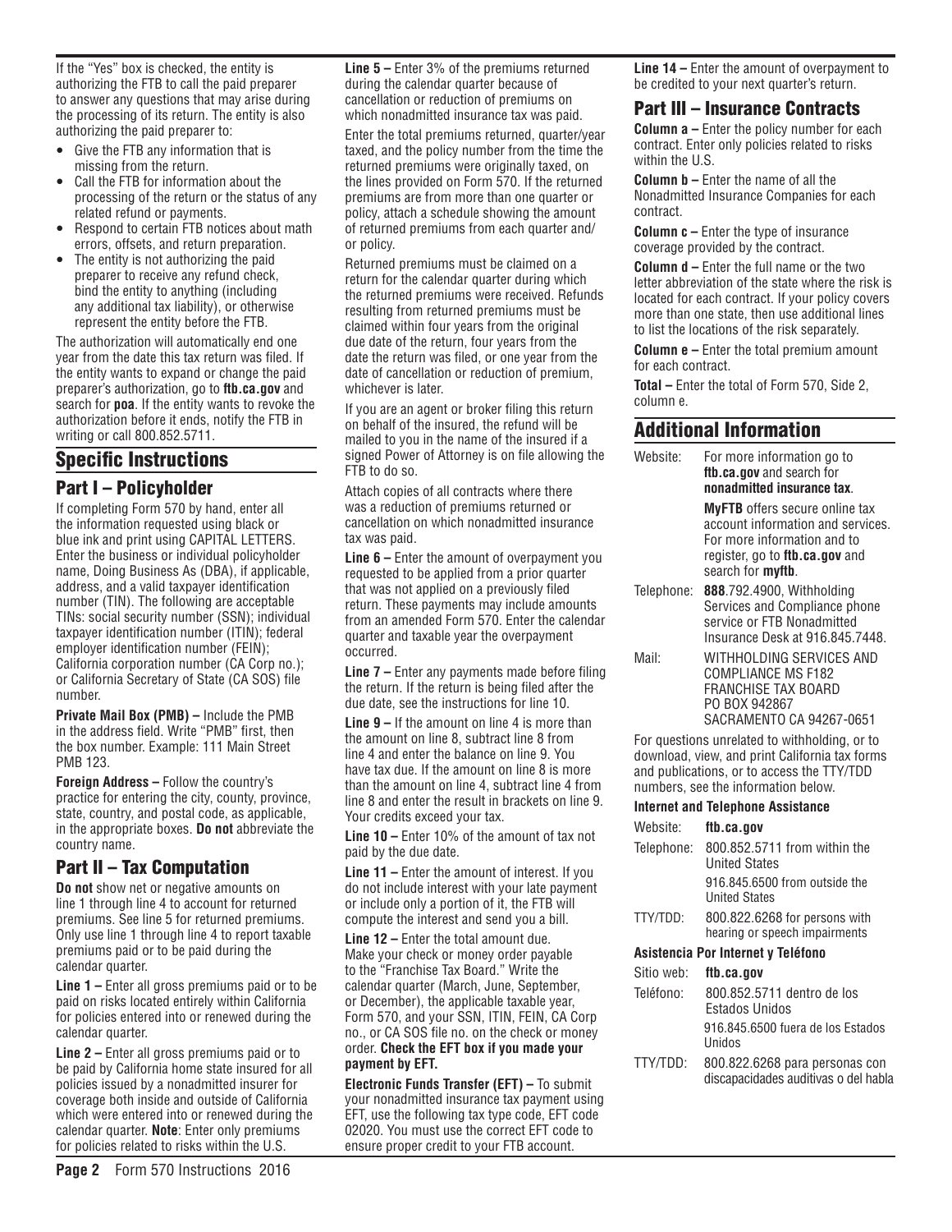If the "Yes" box is checked, the entity is authorizing the FTB to call the paid preparer to answer any questions that may arise during the processing of its return. The entity is also authorizing the paid preparer to:

- Give the FTB any information that is missing from the return.
- Call the FTB for information about the processing of the return or the status of any related refund or payments.
- Respond to certain FTB notices about math errors, offsets, and return preparation.
- The entity is not authorizing the paid preparer to receive any refund check, bind the entity to anything (including any additional tax liability), or otherwise represent the entity before the FTB.

The authorization will automatically end one year from the date this tax return was filed. If the entity wants to expand or change the paid preparer's authorization, go to **ftb.ca.gov** and search for **poa**. If the entity wants to revoke the authorization before it ends, notify the FTB in writing or call 800.852.5711.

# Specific Instructions

## Part I – Policyholder

If completing Form 570 by hand, enter all the information requested using black or blue ink and print using CAPITAL LETTERS. Enter the business or individual policyholder name, Doing Business As (DBA), if applicable, address, and a valid taxpayer identification number (TIN). The following are acceptable TINs: social security number (SSN); individual taxpayer identification number (ITIN); federal employer identification number (FEIN); California corporation number (CA Corp no.); or California Secretary of State (CA SOS) file number.

**Private Mail Box (PMB) –** Include the PMB in the address field. Write "PMB" first, then the box number. Example: 111 Main Street PMB 123.

**Foreign Address –** Follow the country's practice for entering the city, county, province, state, country, and postal code, as applicable, in the appropriate boxes. **Do not** abbreviate the country name.

## Part II – Tax Computation

**Do not** show net or negative amounts on line 1 through line 4 to account for returned premiums. See line 5 for returned premiums. Only use line 1 through line 4 to report taxable premiums paid or to be paid during the calendar quarter.

**Line 1 –** Enter all gross premiums paid or to be paid on risks located entirely within California for policies entered into or renewed during the calendar quarter.

**Line 2 –** Enter all gross premiums paid or to be paid by California home state insured for all policies issued by a nonadmitted insurer for coverage both inside and outside of California which were entered into or renewed during the calendar quarter. **Note**: Enter only premiums for policies related to risks within the U.S.

**Line 5 –** Enter 3% of the premiums returned during the calendar quarter because of cancellation or reduction of premiums on which nonadmitted insurance tax was paid.

Enter the total premiums returned, quarter/year taxed, and the policy number from the time the returned premiums were originally taxed, on the lines provided on Form 570. If the returned premiums are from more than one quarter or policy, attach a schedule showing the amount of returned premiums from each quarter and/or policy.

Returned premiums must be claimed on a return for the calendar quarter during which the returned premiums were received. Refunds resulting from returned premiums must be claimed within four years from the original due date of the return, four years from the date the return was filed, or one year from the date of cancellation or reduction of premium, whichever is later.

If you are an agent or broker filing this return on behalf of the insured, the refund will be mailed to you in the name of the insured if a signed Power of Attorney is on file allowing the FTB to do so.

Attach copies of all contracts where there was a reduction of premiums returned or cancellation on which nonadmitted insurance tax was paid.

**Line 6 –** Enter the amount of overpayment you requested to be applied from a prior quarter that was not applied on a previously filed return. These payments may include amounts from an amended Form 570. Enter the calendar quarter and taxable year the overpayment occurred.

**Line 7 –** Enter any payments made before filing the return. If the return is being filed after the due date, see the instructions for line 10.

**Line 9 –** If the amount on line 4 is more than the amount on line 8, subtract line 8 from line 4 and enter the balance on line 9. You have tax due. If the amount on line 8 is more than the amount on line 4, subtract line 4 from line 8 and enter the result in brackets on line 9. Your credits exceed your tax.

**Line 10 –** Enter 10% of the amount of tax not paid by the due date.

**Line 11 –** Enter the amount of interest. If you do not include interest with your late payment or include only a portion of it, the FTB will compute the interest and send you a bill.

**Line 12 –** Enter the total amount due. Make your check or money order payable to the "Franchise Tax Board." Write the calendar quarter (March, June, September, or December), the applicable taxable year, Form 570, and your SSN, ITIN, FEIN, CA Corp no., or CA SOS file no. on the check or money order. **Check the EFT box if you made your payment by EFT.**

**Electronic Funds Transfer (EFT) –** To submit your nonadmitted insurance tax payment using EFT, use the following tax type code, EFT code 02020. You must use the correct EFT code to ensure proper credit to your FTB account.

**Line 14 –** Enter the amount of overpayment to be credited to your next quarter's return.

## Part III – Insurance Contracts

**Column a –** Enter the policy number for each contract. Enter only policies related to risks within the U.S.

**Column b –** Enter the name of all the Nonadmitted Insurance Companies for each contract.

**Column c –** Enter the type of insurance coverage provided by the contract.

**Column d –** Enter the full name or the two letter abbreviation of the state where the risk is located for each contract. If your policy covers more than one state, then use additional lines to list the locations of the risk separately.

**Column e –** Enter the total premium amount for each contract.

**Total –** Enter the total of Form 570, Side 2, column e.

# Additional Information

| | |
|---|---|
| Website: | For more information go to **ftb.ca.gov** and search for **nonadmitted insurance tax**. |
| | **MyFTB** offers secure online tax account information and services. For more information and to register, go to **ftb.ca.gov** and search for **myftb**. |
| Telephone: | **888**.792.4900, Withholding Services and Compliance phone service or FTB Nonadmitted Insurance Desk at 916.845.7448. |
| Mail: | WITHHOLDING SERVICES AND COMPLIANCE MS F182<br>FRANCHISE TAX BOARD<br>PO BOX 942867<br>SACRAMENTO CA 94267-0651 |

For questions unrelated to withholding, or to download, view, and print California tax forms and publications, or to access the TTY/TDD numbers, see the information below.

**Internet and Telephone Assistance**

| | |
|---|---|
| Website: | **ftb.ca.gov** |
| Telephone: | 800.852.5711 from within the United States |
| | 916.845.6500 from outside the United States |
| TTY/TDD: | 800.822.6268 for persons with hearing or speech impairments |

**Asistencia Por Internet y Teléfono**

| | |
|---|---|
| Sitio web: | **ftb.ca.gov** |
| Teléfono: | 800.852.5711 dentro de los Estados Unidos |
| | 916.845.6500 fuera de los Estados Unidos |
| TTY/TDD: | 800.822.6268 para personas con discapacidades auditivas o del habla |